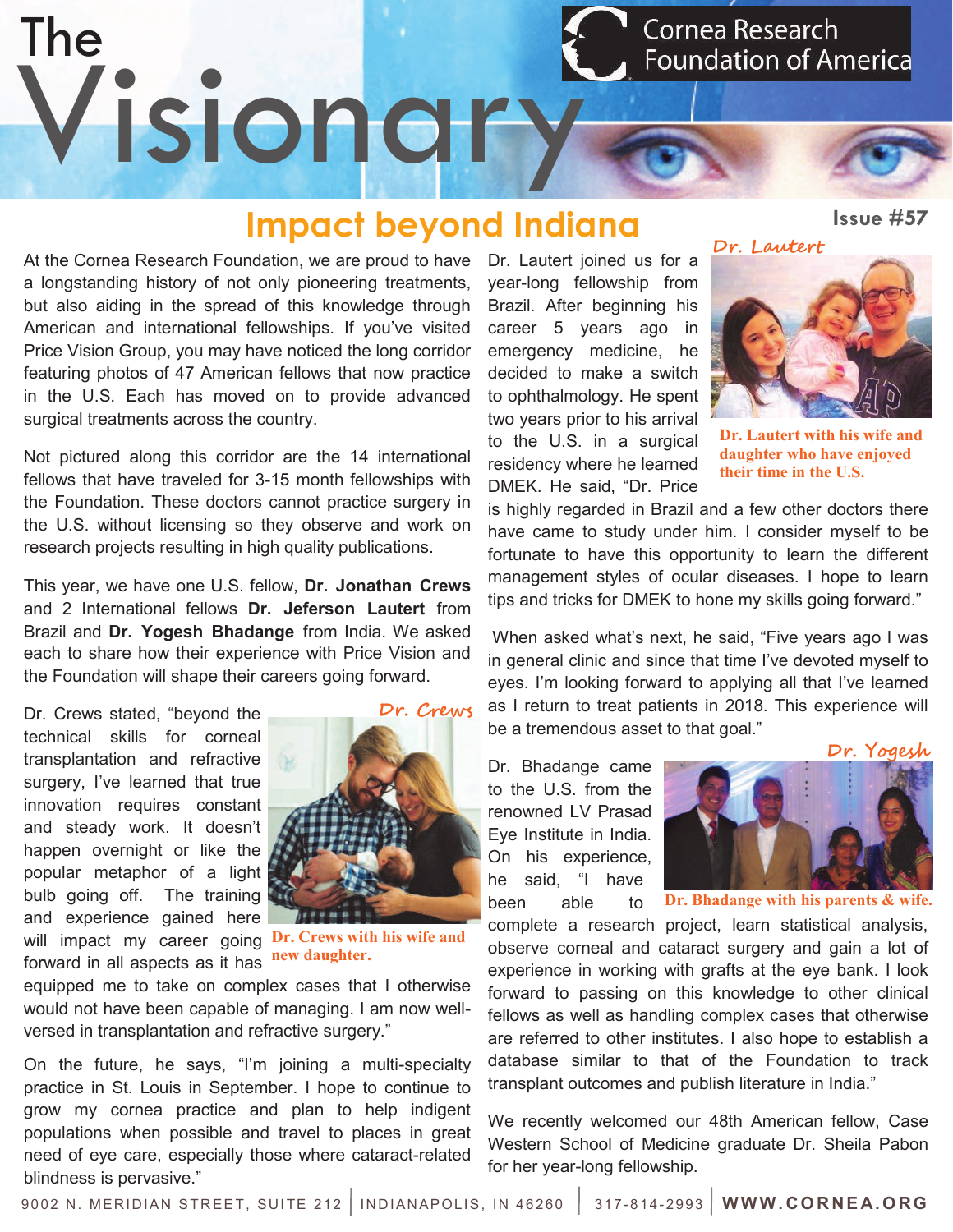# The Visionary

Cornea Research Foundation of America

Issue #57

## Impact beyond Indiana

At the Cornea Research Foundation, we are proud to have a longstanding history of not only pioneering treatments, but also aiding in the spread of this knowledge through American and international fellowships. If you've visited Price Vision Group, you may have noticed the long corridor featuring photos of 47 American fellows that now practice in the U.S. Each has moved on to provide advanced surgical treatments across the country.

Not pictured along this corridor are the 14 international fellows that have traveled for 3-15 month fellowships with the Foundation. These doctors cannot practice surgery in the U.S. without licensing so they observe and work on research projects resulting in high quality publications.

This year, we have one U.S. fellow, **Dr. Jonathan Crews** and 2 International fellows **Dr. Jeferson Lautert** from Brazil and **Dr. Yogesh Bhadange** from India. We asked each to share how their experience with Price Vision and the Foundation will shape their careers going forward.

*Dr. Crews*

Dr. Crews with his wife and new daughter.

Dr. Crews stated, "beyond the technical skills for corneal transplantation and refractive surgery, I've learned that true innovation requires constant and steady work. It doesn't happen overnight or like the popular metaphor of a light bulb going off. The training and experience gained here will impact my career going forward in all aspects as it has equipped me to take on complex cases that I otherwise would not have been capable of managing. I am now well-versed in transplantation and refractive surgery."

On the future, he says, "I'm joining a multi-specialty practice in St. Louis in September. I hope to continue to grow my cornea practice and plan to help indigent populations when possible and travel to places in great need of eye care, especially those where cataract-related blindness is pervasive."

*Dr. Lautert*

Dr. Lautert with his wife and daughter who have enjoyed their time in the U.S.

Dr. Lautert joined us for a year-long fellowship from Brazil. After beginning his career 5 years ago in emergency medicine, he decided to make a switch to ophthalmology. He spent two years prior to his arrival to the U.S. in a surgical residency where he learned DMEK. He said, "Dr. Price is highly regarded in Brazil and a few other doctors there have came to study under him. I consider myself to be fortunate to have this opportunity to learn the different management styles of ocular diseases. I hope to learn tips and tricks for DMEK to hone my skills going forward."

When asked what's next, he said, "Five years ago I was in general clinic and since that time I've devoted myself to eyes. I'm looking forward to applying all that I've learned as I return to treat patients in 2018. This experience will be a tremendous asset to that goal."

*Dr. Yogesh*

Dr. Bhadange with his parents & wife.

Dr. Bhadange came to the U.S. from the renowned LV Prasad Eye Institute in India. On his experience, he said, "I have been able to complete a research project, learn statistical analysis, observe corneal and cataract surgery and gain a lot of experience in working with grafts at the eye bank. I look forward to passing on this knowledge to other clinical fellows as well as handling complex cases that otherwise are referred to other institutes. I also hope to establish a database similar to that of the Foundation to track transplant outcomes and publish literature in India."

We recently welcomed our 48th American fellow, Case Western School of Medicine graduate Dr. Sheila Pabon for her year-long fellowship.

9002 N. MERIDIAN STREET, SUITE 212 | INDIANAPOLIS, IN 46260 | 317-814-2993 | **WWW.CORNEA.ORG**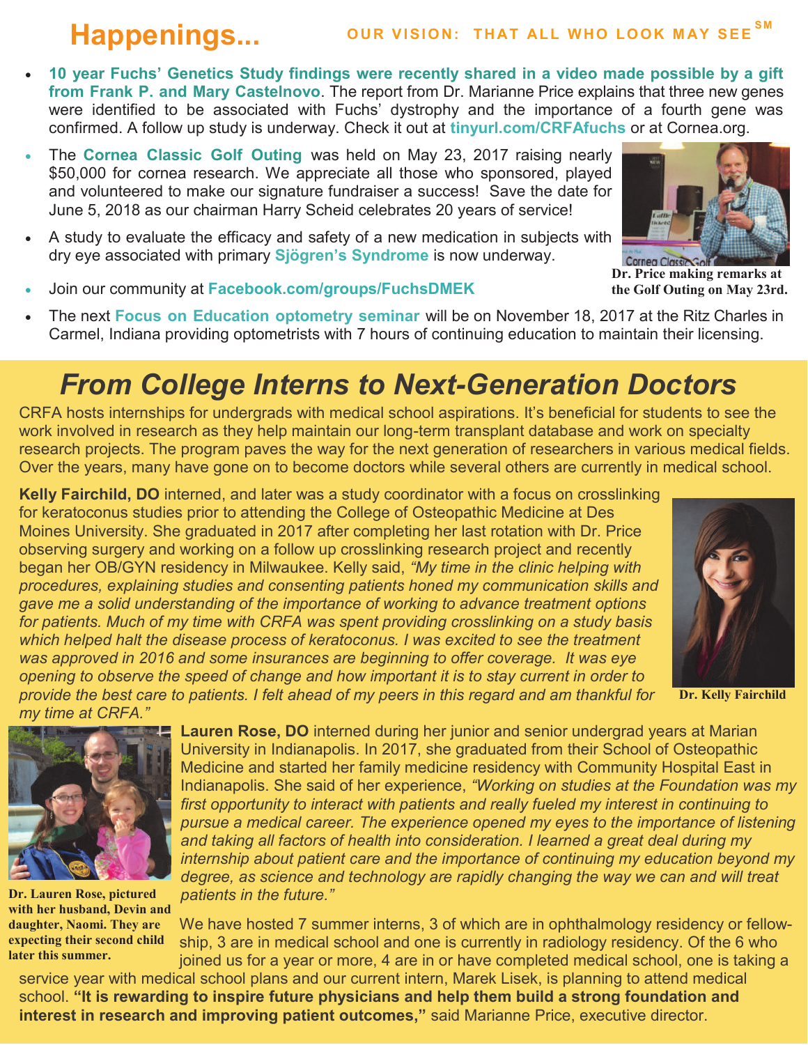# Happenings...

**OUR VISION: THAT ALL WHO LOOK MAY SEE** SM

- **10 year Fuchs' Genetics Study findings were recently shared in a video made possible by a gift from Frank P. and Mary Castelnovo**. The report from Dr. Marianne Price explains that three new genes were identified to be associated with Fuchs' dystrophy and the importance of a fourth gene was confirmed. A follow up study is underway. Check it out at **tinyurl.com/CRFAfuchs** or at Cornea.org.
- The **Cornea Classic Golf Outing** was held on May 23, 2017 raising nearly $50,000 for cornea research. We appreciate all those who sponsored, played and volunteered to make our signature fundraiser a success! Save the date for June 5, 2018 as our chairman Harry Scheid celebrates 20 years of service!
- A study to evaluate the efficacy and safety of a new medication in subjects with dry eye associated with primary **Sjögren's Syndrome** is now underway.
- Join our community at **Facebook.com/groups/FuchsDMEK**
- The next **Focus on Education optometry seminar** will be on November 18, 2017 at the Ritz Charles in Carmel, Indiana providing optometrists with 7 hours of continuing education to maintain their licensing.

**Dr. Price making remarks at the Golf Outing on May 23rd.**

## *From College Interns to Next-Generation Doctors*

CRFA hosts internships for undergrads with medical school aspirations. It's beneficial for students to see the work involved in research as they help maintain our long-term transplant database and work on specialty research projects. The program paves the way for the next generation of researchers in various medical fields. Over the years, many have gone on to become doctors while several others are currently in medical school.

**Kelly Fairchild, DO** interned, and later was a study coordinator with a focus on crosslinking for keratoconus studies prior to attending the College of Osteopathic Medicine at Des Moines University. She graduated in 2017 after completing her last rotation with Dr. Price observing surgery and working on a follow up crosslinking research project and recently began her OB/GYN residency in Milwaukee. Kelly said, *"My time in the clinic helping with procedures, explaining studies and consenting patients honed my communication skills and gave me a solid understanding of the importance of working to advance treatment options for patients. Much of my time with CRFA was spent providing crosslinking on a study basis which helped halt the disease process of keratoconus. I was excited to see the treatment was approved in 2016 and some insurances are beginning to offer coverage. It was eye opening to observe the speed of change and how important it is to stay current in order to provide the best care to patients. I felt ahead of my peers in this regard and am thankful for my time at CRFA."*

**Dr. Kelly Fairchild**

**Lauren Rose, DO** interned during her junior and senior undergrad years at Marian University in Indianapolis. In 2017, she graduated from their School of Osteopathic Medicine and started her family medicine residency with Community Hospital East in Indianapolis. She said of her experience, *"Working on studies at the Foundation was my first opportunity to interact with patients and really fueled my interest in continuing to pursue a medical career. The experience opened my eyes to the importance of listening and taking all factors of health into consideration. I learned a great deal during my internship about patient care and the importance of continuing my education beyond my degree, as science and technology are rapidly changing the way we can and will treat patients in the future."*

**Dr. Lauren Rose, pictured with her husband, Devin and daughter, Naomi. They are expecting their second child later this summer.**

We have hosted 7 summer interns, 3 of which are in ophthalmology residency or fellowship, 3 are in medical school and one is currently in radiology residency. Of the 6 who joined us for a year or more, 4 are in or have completed medical school, one is taking a service year with medical school plans and our current intern, Marek Lisek, is planning to attend medical school. **"It is rewarding to inspire future physicians and help them build a strong foundation and interest in research and improving patient outcomes,"** said Marianne Price, executive director.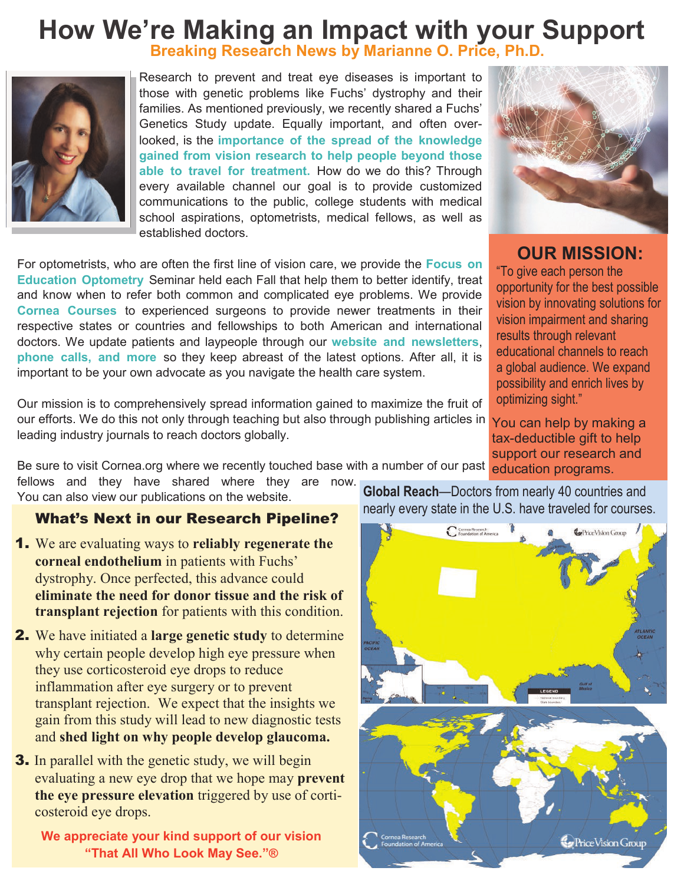# How We're Making an Impact with your Support

## Breaking Research News by Marianne O. Price, Ph.D.

Research to prevent and treat eye diseases is important to those with genetic problems like Fuchs' dystrophy and their families. As mentioned previously, we recently shared a Fuchs' Genetics Study update. Equally important, and often overlooked, is the **importance of the spread of the knowledge gained from vision research to help people beyond those able to travel for treatment.** How do we do this? Through every available channel our goal is to provide customized communications to the public, college students with medical school aspirations, optometrists, medical fellows, as well as established doctors.

For optometrists, who are often the first line of vision care, we provide the **Focus on Education Optometry** Seminar held each Fall that help them to better identify, treat and know when to refer both common and complicated eye problems. We provide **Cornea Courses** to experienced surgeons to provide newer treatments in their respective states or countries and fellowships to both American and international doctors. We update patients and laypeople through our **website and newsletters**, **phone calls, and more** so they keep abreast of the latest options. After all, it is important to be your own advocate as you navigate the health care system.

Our mission is to comprehensively spread information gained to maximize the fruit of our efforts. We do this not only through teaching but also through publishing articles in leading industry journals to reach doctors globally.

Be sure to visit Cornea.org where we recently touched base with a number of our past fellows and they have shared where they are now. You can also view our publications on the website.

## OUR MISSION:

"To give each person the opportunity for the best possible vision by innovating solutions for vision impairment and sharing results through relevant educational channels to reach a global audience. We expand possibility and enrich lives by optimizing sight."

You can help by making a tax-deductible gift to help support our research and education programs.

**Global Reach**—Doctors from nearly 40 countries and nearly every state in the U.S. have traveled for courses.

### What's Next in our Research Pipeline?

1. We are evaluating ways to **reliably regenerate the corneal endothelium** in patients with Fuchs' dystrophy. Once perfected, this advance could **eliminate the need for donor tissue and the risk of transplant rejection** for patients with this condition.
2. We have initiated a **large genetic study** to determine why certain people develop high eye pressure when they use corticosteroid eye drops to reduce inflammation after eye surgery or to prevent transplant rejection. We expect that the insights we gain from this study will lead to new diagnostic tests and **shed light on why people develop glaucoma.**
3. In parallel with the genetic study, we will begin evaluating a new eye drop that we hope may **prevent the eye pressure elevation** triggered by use of corticosteroid eye drops.

**We appreciate your kind support of our vision "That All Who Look May See."®**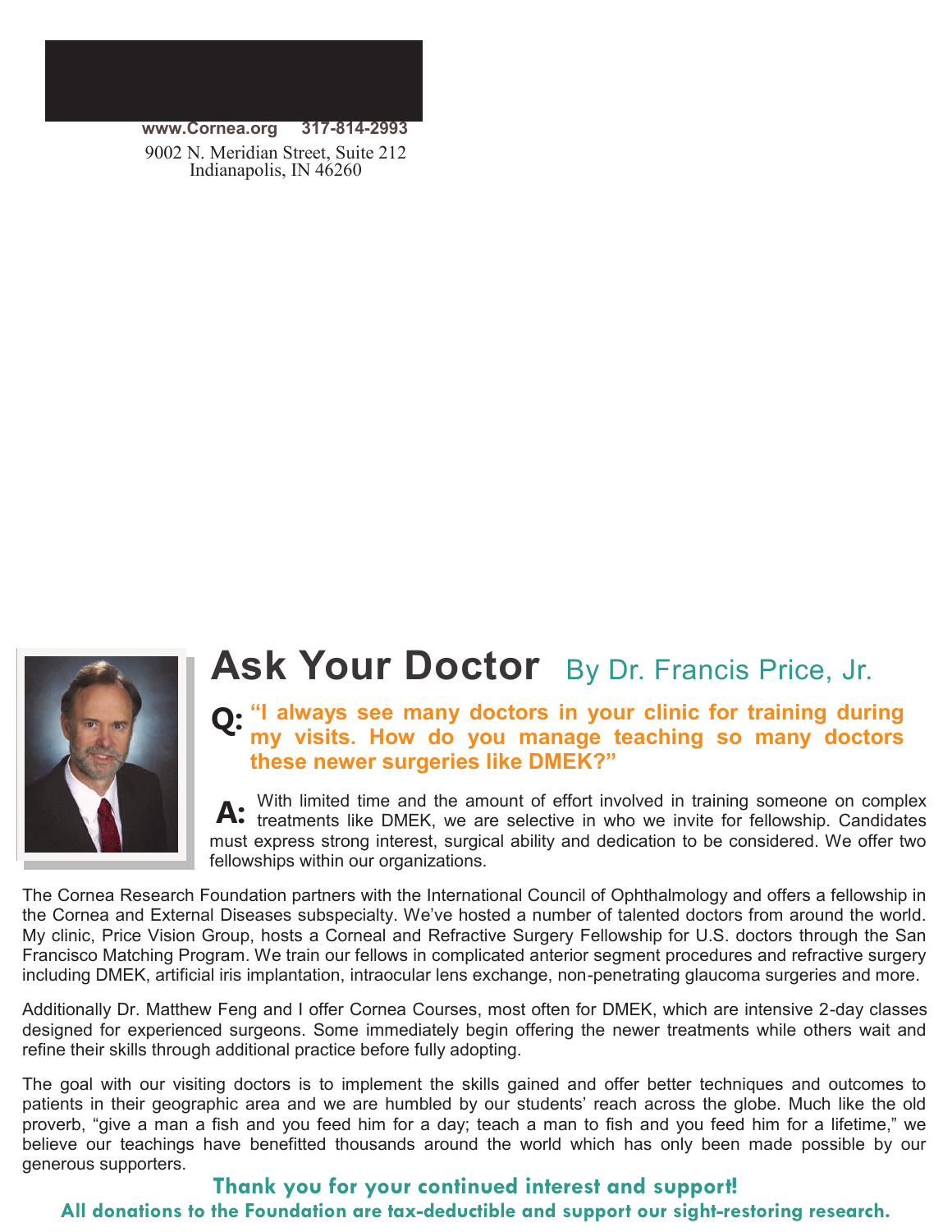www.Cornea.org 317-814-2993

9002 N. Meridian Street, Suite 212
Indianapolis, IN 46260

# Ask Your Doctor By Dr. Francis Price, Jr.

**Q: "I always see many doctors in your clinic for training during my visits. How do you manage teaching so many doctors these newer surgeries like DMEK?"**

**A:** With limited time and the amount of effort involved in training someone on complex treatments like DMEK, we are selective in who we invite for fellowship. Candidates must express strong interest, surgical ability and dedication to be considered. We offer two fellowships within our organizations.

The Cornea Research Foundation partners with the International Council of Ophthalmology and offers a fellowship in the Cornea and External Diseases subspecialty. We've hosted a number of talented doctors from around the world. My clinic, Price Vision Group, hosts a Corneal and Refractive Surgery Fellowship for U.S. doctors through the San Francisco Matching Program. We train our fellows in complicated anterior segment procedures and refractive surgery including DMEK, artificial iris implantation, intraocular lens exchange, non-penetrating glaucoma surgeries and more.

Additionally Dr. Matthew Feng and I offer Cornea Courses, most often for DMEK, which are intensive 2-day classes designed for experienced surgeons. Some immediately begin offering the newer treatments while others wait and refine their skills through additional practice before fully adopting.

The goal with our visiting doctors is to implement the skills gained and offer better techniques and outcomes to patients in their geographic area and we are humbled by our students' reach across the globe. Much like the old proverb, "give a man a fish and you feed him for a day; teach a man to fish and you feed him for a lifetime," we believe our teachings have benefitted thousands around the world which has only been made possible by our generous supporters.

**Thank you for your continued interest and support!**

**All donations to the Foundation are tax-deductible and support our sight-restoring research.**